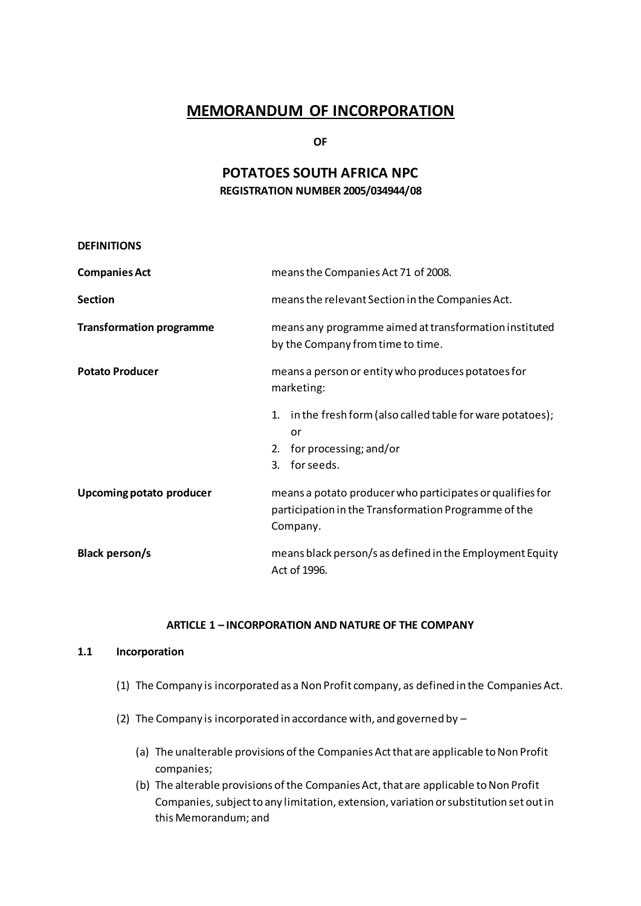# MEMORANDUM OF INCORPORATION

**OF**

## POTATOES SOUTH AFRICA NPC

**REGISTRATION NUMBER 2005/034944/08**

**DEFINITIONS**

| | |
|---|---|
| **Companies Act** | means the Companies Act 71 of 2008. |
| **Section** | means the relevant Section in the Companies Act. |
| **Transformation programme** | means any programme aimed at transformation instituted by the Company from time to time. |
| **Potato Producer** | means a person or entity who produces potatoes for marketing: 1. in the fresh form (also called table for ware potatoes); or 2. for processing; and/or 3. for seeds. |
| **Upcoming potato producer** | means a potato producer who participates or qualifies for participation in the Transformation Programme of the Company. |
| **Black person/s** | means black person/s as defined in the Employment Equity Act of 1996. |

### ARTICLE 1 – INCORPORATION AND NATURE OF THE COMPANY

**1.1 Incorporation**

(1) The Company is incorporated as a Non Profit company, as defined in the Companies Act.

(2) The Company is incorporated in accordance with, and governed by –

(a) The unalterable provisions of the Companies Act that are applicable to Non Profit companies;

(b) The alterable provisions of the Companies Act, that are applicable to Non Profit Companies, subject to any limitation, extension, variation or substitution set out in this Memorandum; and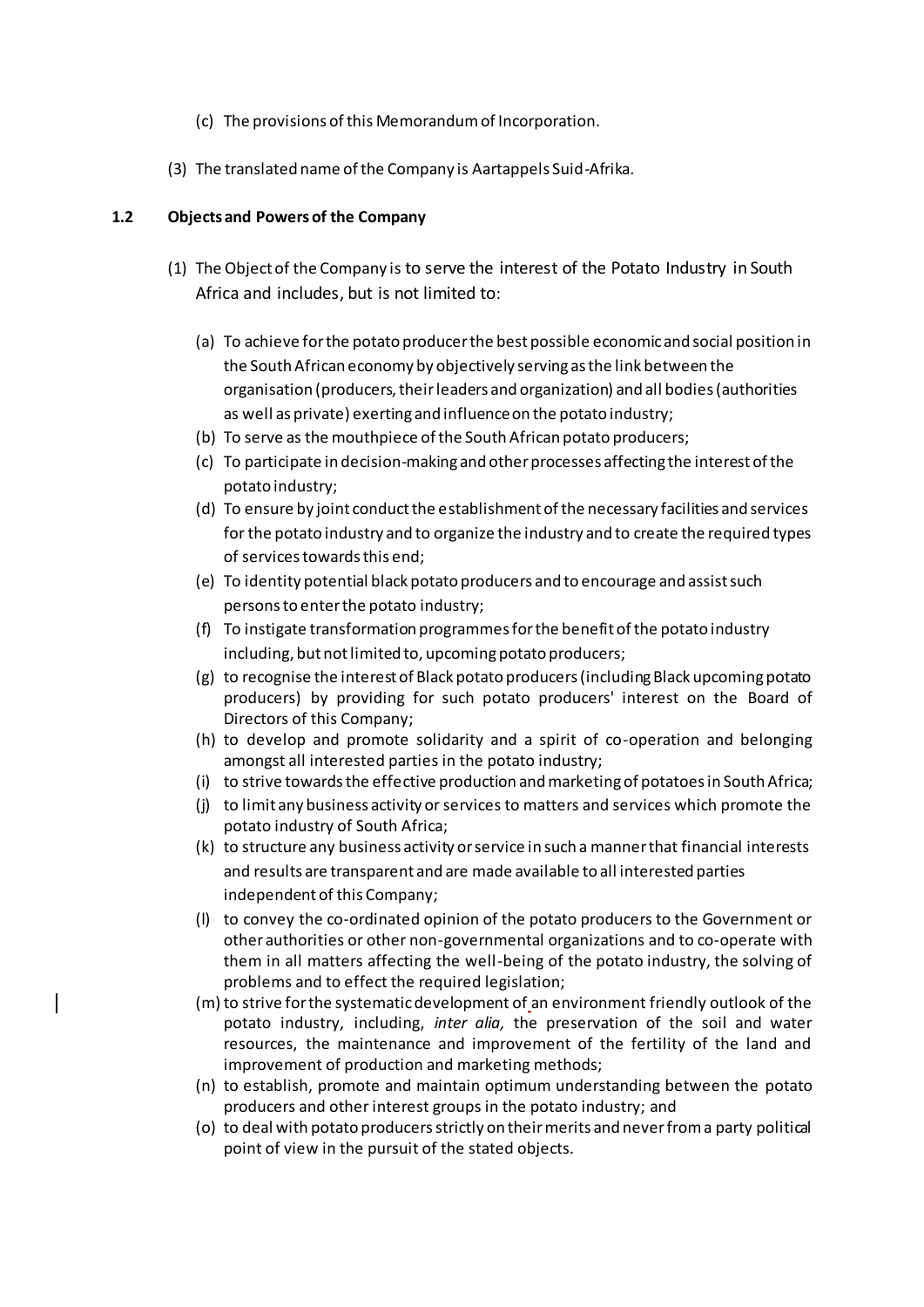(c) The provisions of this Memorandum of Incorporation.

(3) The translated name of the Company is Aartappels Suid-Afrika.

### 1.2 Objects and Powers of the Company

(1) The Object of the Company is to serve the interest of the Potato Industry in South Africa and includes, but is not limited to:

(a) To achieve for the potato producer the best possible economic and social position in the South African economy by objectively serving as the link between the organisation (producers, their leaders and organization) and all bodies (authorities as well as private) exerting and influence on the potato industry;

(b) To serve as the mouthpiece of the South African potato producers;

(c) To participate in decision-making and other processes affecting the interest of the potato industry;

(d) To ensure by joint conduct the establishment of the necessary facilities and services for the potato industry and to organize the industry and to create the required types of services towards this end;

(e) To identity potential black potato producers and to encourage and assist such persons to enter the potato industry;

(f) To instigate transformation programmes for the benefit of the potato industry including, but not limited to, upcoming potato producers;

(g) to recognise the interest of Black potato producers (including Black upcoming potato producers) by providing for such potato producers' interest on the Board of Directors of this Company;

(h) to develop and promote solidarity and a spirit of co-operation and belonging amongst all interested parties in the potato industry;

(i) to strive towards the effective production and marketing of potatoes in South Africa;

(j) to limit any business activity or services to matters and services which promote the potato industry of South Africa;

(k) to structure any business activity or service in such a manner that financial interests and results are transparent and are made available to all interested parties independent of this Company;

(l) to convey the co-ordinated opinion of the potato producers to the Government or other authorities or other non-governmental organizations and to co-operate with them in all matters affecting the well-being of the potato industry, the solving of problems and to effect the required legislation;

(m) to strive for the systematic development of an environment friendly outlook of the potato industry, including, *inter alia,* the preservation of the soil and water resources, the maintenance and improvement of the fertility of the land and improvement of production and marketing methods;

(n) to establish, promote and maintain optimum understanding between the potato producers and other interest groups in the potato industry; and

(o) to deal with potato producers strictly on their merits and never from a party political point of view in the pursuit of the stated objects.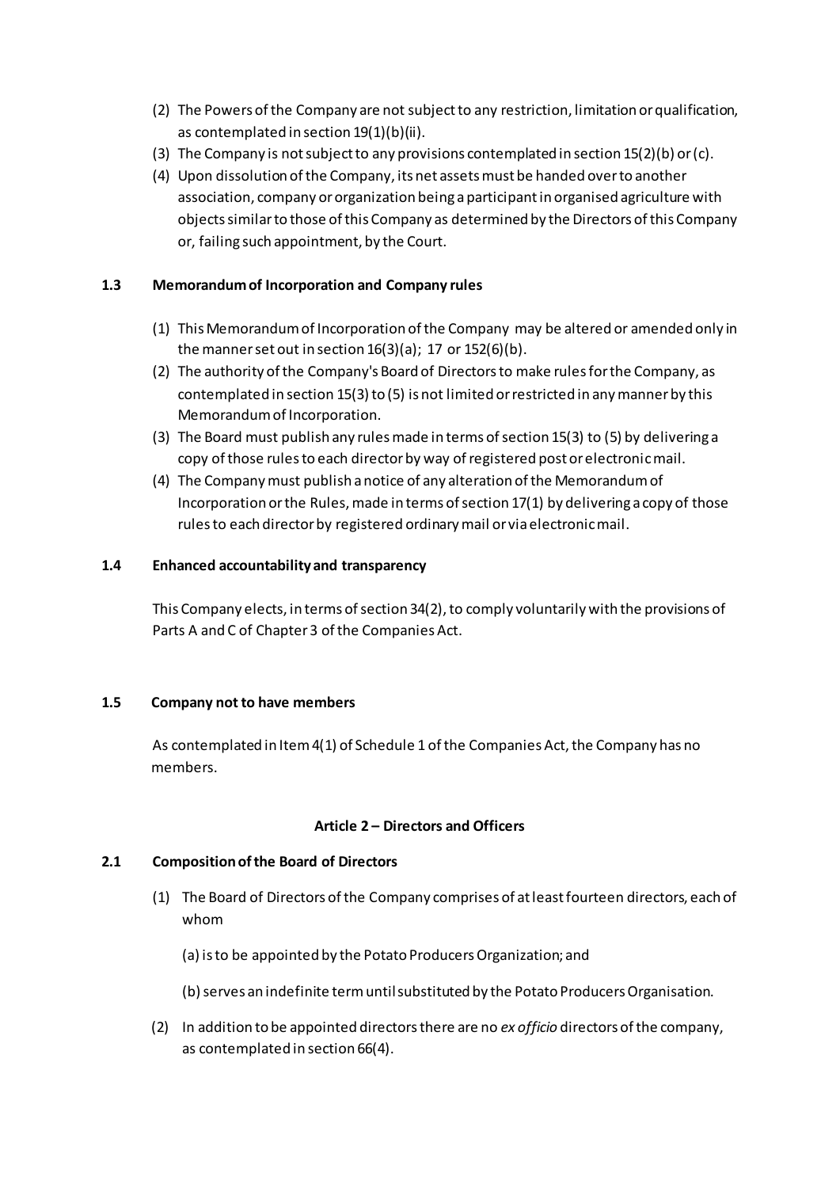(2) The Powers of the Company are not subject to any restriction, limitation or qualification, as contemplated in section 19(1)(b)(ii).

(3) The Company is not subject to any provisions contemplated in section 15(2)(b) or (c).

(4) Upon dissolution of the Company, its net assets must be handed over to another association, company or organization being a participant in organised agriculture with objects similar to those of this Company as determined by the Directors of this Company or, failing such appointment, by the Court.

### 1.3 Memorandum of Incorporation and Company rules

(1) This Memorandum of Incorporation of the Company may be altered or amended only in the manner set out in section 16(3)(a); 17 or 152(6)(b).

(2) The authority of the Company's Board of Directors to make rules for the Company, as contemplated in section 15(3) to (5) is not limited or restricted in any manner by this Memorandum of Incorporation.

(3) The Board must publish any rules made in terms of section 15(3) to (5) by delivering a copy of those rules to each director by way of registered post or electronic mail.

(4) The Company must publish a notice of any alteration of the Memorandum of Incorporation or the Rules, made in terms of section 17(1) by delivering a copy of those rules to each director by registered ordinary mail or via electronic mail.

### 1.4 Enhanced accountability and transparency

This Company elects, in terms of section 34(2), to comply voluntarily with the provisions of Parts A and C of Chapter 3 of the Companies Act.

### 1.5 Company not to have members

As contemplated in Item 4(1) of Schedule 1 of the Companies Act, the Company has no members.

## Article 2 – Directors and Officers

### 2.1 Composition of the Board of Directors

(1) The Board of Directors of the Company comprises of at least fourteen directors, each of whom

(a) is to be appointed by the Potato Producers Organization; and

(b) serves an indefinite term until substituted by the Potato Producers Organisation.

(2) In addition to be appointed directors there are no *ex officio* directors of the company, as contemplated in section 66(4).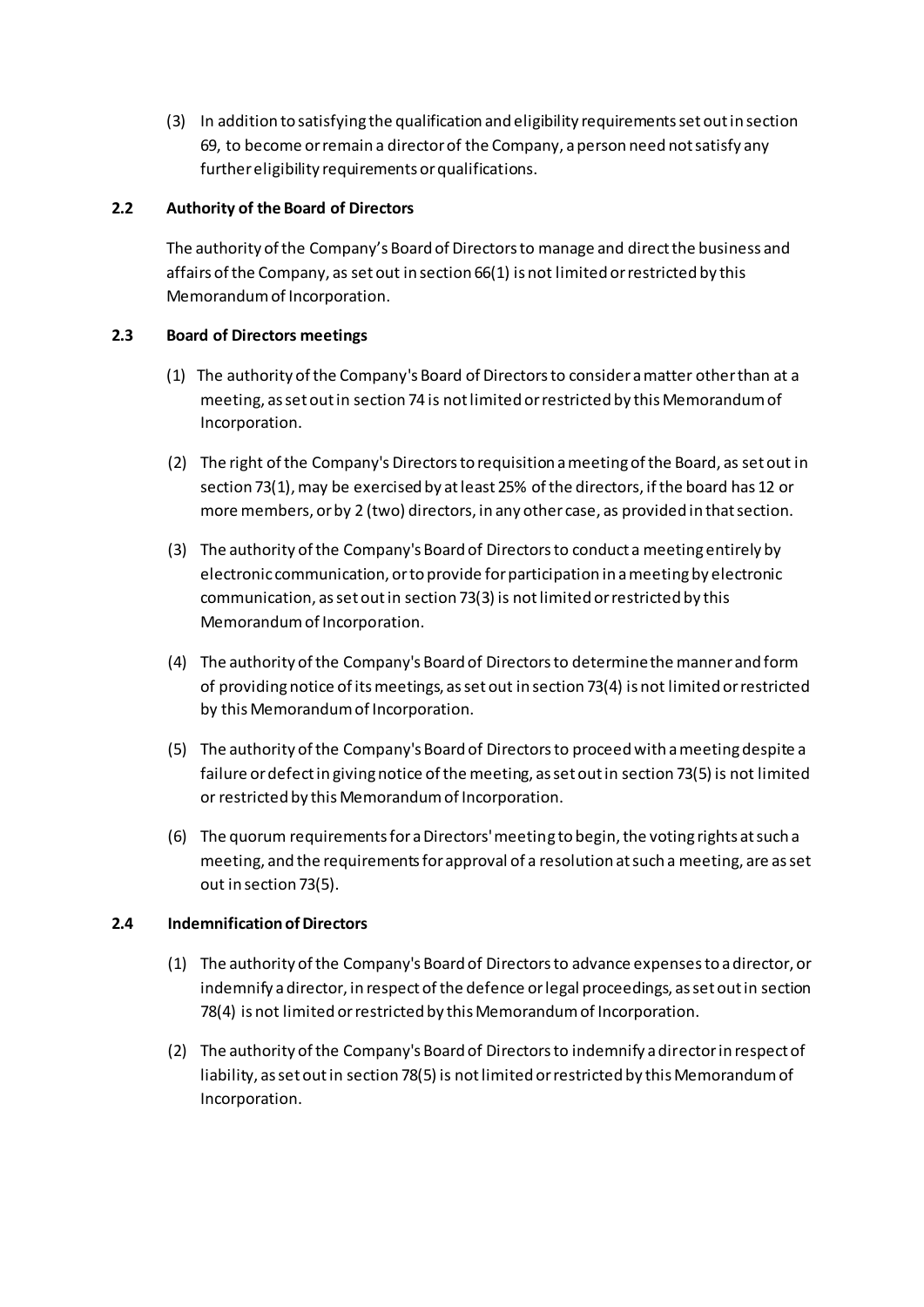(3) In addition to satisfying the qualification and eligibility requirements set out in section 69, to become or remain a director of the Company, a person need not satisfy any further eligibility requirements or qualifications.

**2.2 Authority of the Board of Directors**

The authority of the Company's Board of Directors to manage and direct the business and affairs of the Company, as set out in section 66(1) is not limited or restricted by this Memorandum of Incorporation.

**2.3 Board of Directors meetings**

(1) The authority of the Company's Board of Directors to consider a matter other than at a meeting, as set out in section 74 is not limited or restricted by this Memorandum of Incorporation.

(2) The right of the Company's Directors to requisition a meeting of the Board, as set out in section 73(1), may be exercised by at least 25% of the directors, if the board has 12 or more members, or by 2 (two) directors, in any other case, as provided in that section.

(3) The authority of the Company's Board of Directors to conduct a meeting entirely by electronic communication, or to provide for participation in a meeting by electronic communication, as set out in section 73(3) is not limited or restricted by this Memorandum of Incorporation.

(4) The authority of the Company's Board of Directors to determine the manner and form of providing notice of its meetings, as set out in section 73(4) is not limited or restricted by this Memorandum of Incorporation.

(5) The authority of the Company's Board of Directors to proceed with a meeting despite a failure or defect in giving notice of the meeting, as set out in section 73(5) is not limited or restricted by this Memorandum of Incorporation.

(6) The quorum requirements for a Directors' meeting to begin, the voting rights at such a meeting, and the requirements for approval of a resolution at such a meeting, are as set out in section 73(5).

**2.4 Indemnification of Directors**

(1) The authority of the Company's Board of Directors to advance expenses to a director, or indemnify a director, in respect of the defence or legal proceedings, as set out in section 78(4) is not limited or restricted by this Memorandum of Incorporation.

(2) The authority of the Company's Board of Directors to indemnify a director in respect of liability, as set out in section 78(5) is not limited or restricted by this Memorandum of Incorporation.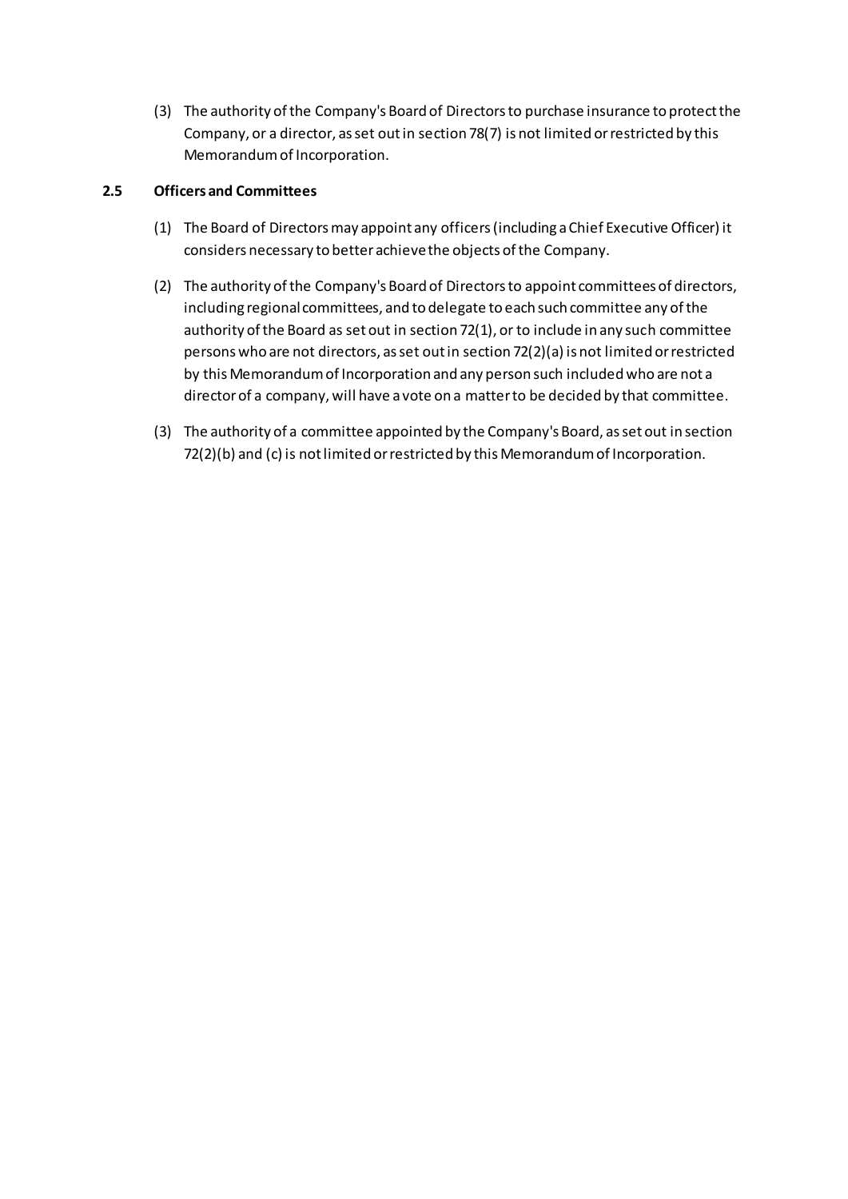(3) The authority of the Company's Board of Directors to purchase insurance to protect the Company, or a director, as set out in section 78(7) is not limited or restricted by this Memorandum of Incorporation.

### 2.5 Officers and Committees

(1) The Board of Directors may appoint any officers (including a Chief Executive Officer) it considers necessary to better achieve the objects of the Company.

(2) The authority of the Company's Board of Directors to appoint committees of directors, including regional committees, and to delegate to each such committee any of the authority of the Board as set out in section 72(1), or to include in any such committee persons who are not directors, as set out in section 72(2)(a) is not limited or restricted by this Memorandum of Incorporation and any person such included who are not a director of a company, will have a vote on a matter to be decided by that committee.

(3) The authority of a committee appointed by the Company's Board, as set out in section 72(2)(b) and (c) is not limited or restricted by this Memorandum of Incorporation.